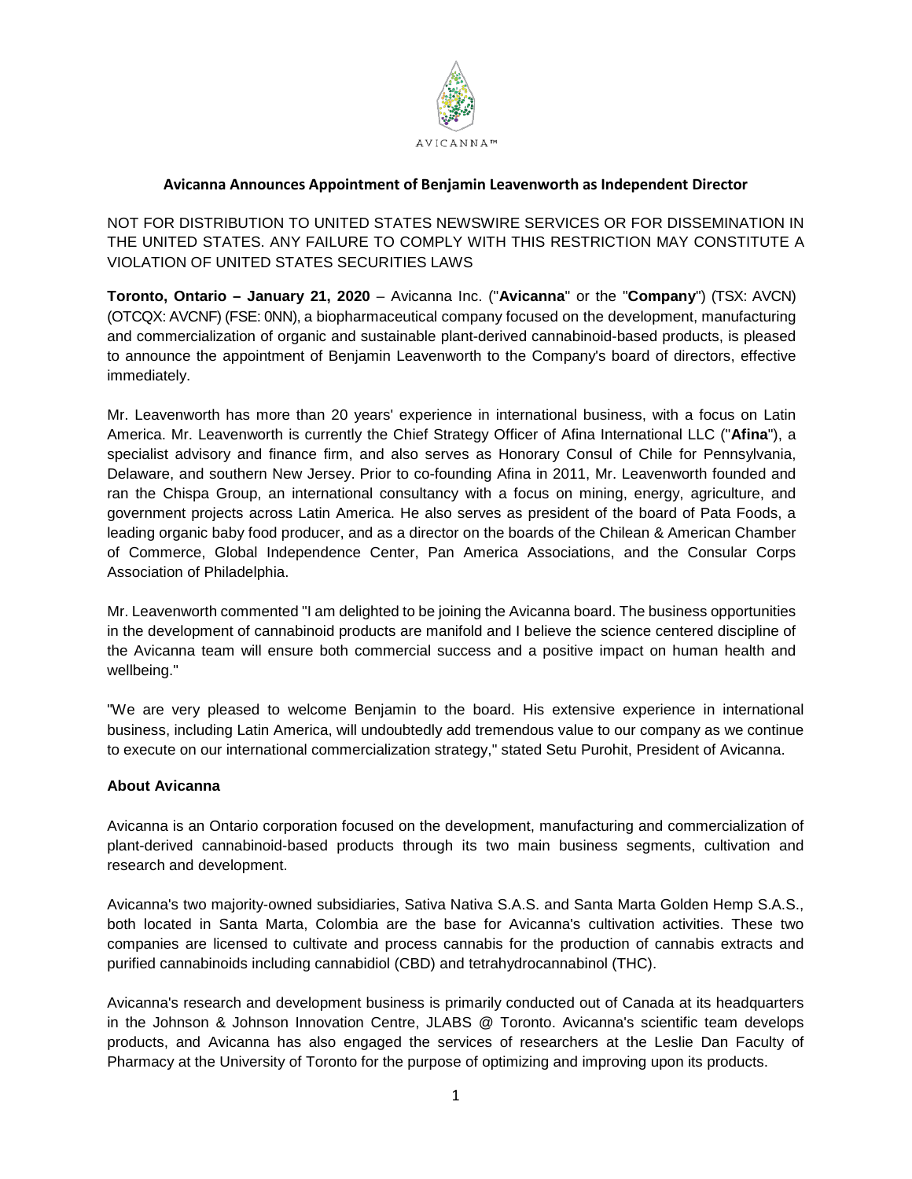AVICANNA™

## Avicanna Announces Appointment of Benjamin Leavenworth as Independent Director

NOT FOR DISTRIBUTION TO UNITED STATES NEWSWIRE SERVICES OR FOR DISSEMINATION IN THE UNITED STATES. ANY FAILURE TO COMPLY WITH THIS RESTRICTION MAY CONSTITUTE A VIOLATION OF UNITED STATES SECURITIES LAWS

**Toronto, Ontario – January 21, 2020** – Avicanna Inc. ("**Avicanna**" or the "**Company**") (TSX: AVCN) (OTCQX: AVCNF) (FSE: 0NN), a biopharmaceutical company focused on the development, manufacturing and commercialization of organic and sustainable plant-derived cannabinoid-based products, is pleased to announce the appointment of Benjamin Leavenworth to the Company's board of directors, effective immediately.

Mr. Leavenworth has more than 20 years' experience in international business, with a focus on Latin America. Mr. Leavenworth is currently the Chief Strategy Officer of Afina International LLC ("**Afina**"), a specialist advisory and finance firm, and also serves as Honorary Consul of Chile for Pennsylvania, Delaware, and southern New Jersey. Prior to co-founding Afina in 2011, Mr. Leavenworth founded and ran the Chispa Group, an international consultancy with a focus on mining, energy, agriculture, and government projects across Latin America. He also serves as president of the board of Pata Foods, a leading organic baby food producer, and as a director on the boards of the Chilean & American Chamber of Commerce, Global Independence Center, Pan America Associations, and the Consular Corps Association of Philadelphia.

Mr. Leavenworth commented "I am delighted to be joining the Avicanna board. The business opportunities in the development of cannabinoid products are manifold and I believe the science centered discipline of the Avicanna team will ensure both commercial success and a positive impact on human health and wellbeing."

"We are very pleased to welcome Benjamin to the board. His extensive experience in international business, including Latin America, will undoubtedly add tremendous value to our company as we continue to execute on our international commercialization strategy," stated Setu Purohit, President of Avicanna.

### About Avicanna

Avicanna is an Ontario corporation focused on the development, manufacturing and commercialization of plant-derived cannabinoid-based products through its two main business segments, cultivation and research and development.

Avicanna's two majority-owned subsidiaries, Sativa Nativa S.A.S. and Santa Marta Golden Hemp S.A.S., both located in Santa Marta, Colombia are the base for Avicanna's cultivation activities. These two companies are licensed to cultivate and process cannabis for the production of cannabis extracts and purified cannabinoids including cannabidiol (CBD) and tetrahydrocannabinol (THC).

Avicanna's research and development business is primarily conducted out of Canada at its headquarters in the Johnson & Johnson Innovation Centre, JLABS @ Toronto. Avicanna's scientific team develops products, and Avicanna has also engaged the services of researchers at the Leslie Dan Faculty of Pharmacy at the University of Toronto for the purpose of optimizing and improving upon its products.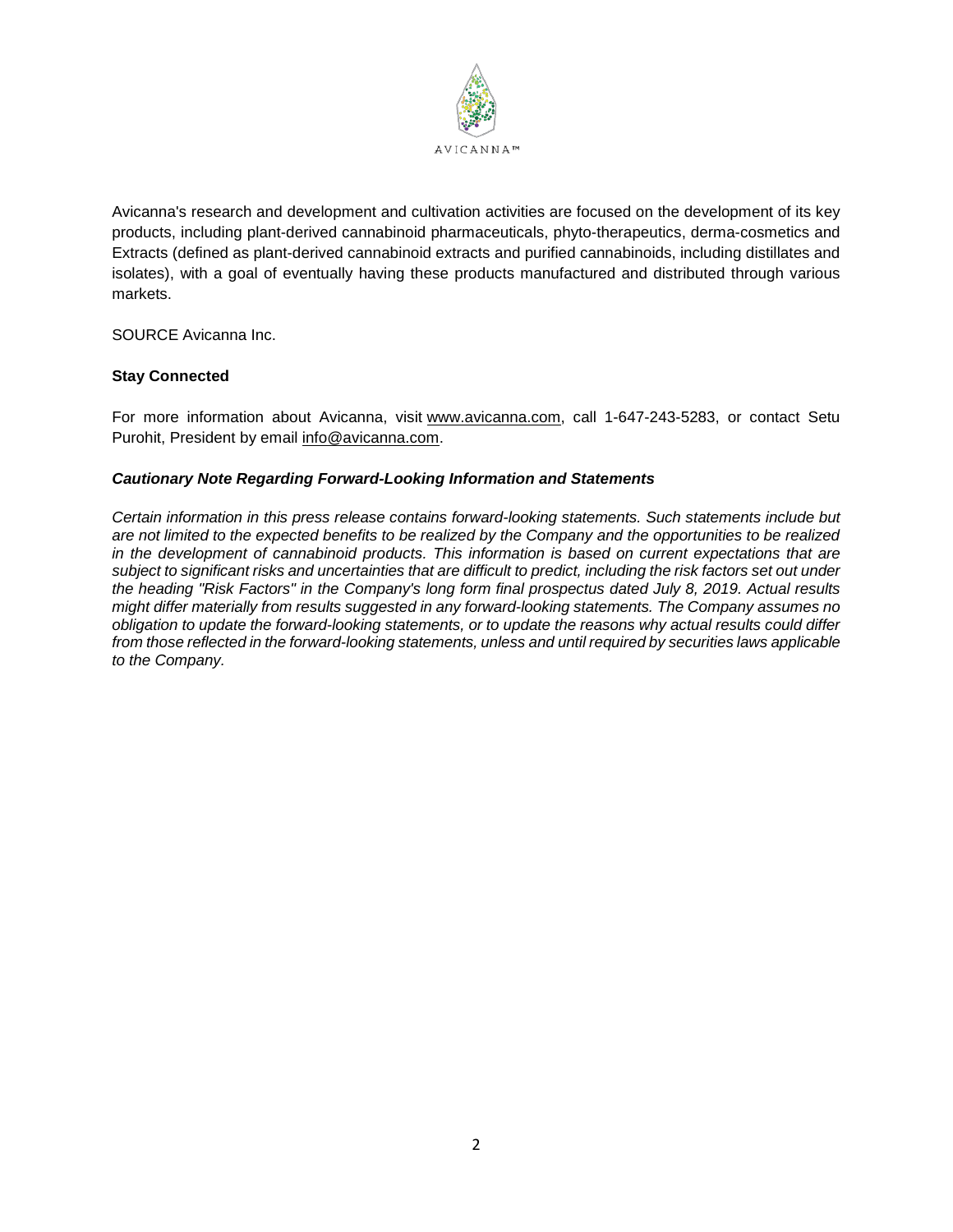Avicanna's research and development and cultivation activities are focused on the development of its key products, including plant-derived cannabinoid pharmaceuticals, phyto-therapeutics, derma-cosmetics and Extracts (defined as plant-derived cannabinoid extracts and purified cannabinoids, including distillates and isolates), with a goal of eventually having these products manufactured and distributed through various markets.

SOURCE Avicanna Inc.

**Stay Connected**

For more information about Avicanna, visit www.avicanna.com, call 1-647-243-5283, or contact Setu Purohit, President by email info@avicanna.com.

***Cautionary Note Regarding Forward-Looking Information and Statements***

*Certain information in this press release contains forward-looking statements. Such statements include but are not limited to the expected benefits to be realized by the Company and the opportunities to be realized in the development of cannabinoid products. This information is based on current expectations that are subject to significant risks and uncertainties that are difficult to predict, including the risk factors set out under the heading "Risk Factors" in the Company's long form final prospectus dated July 8, 2019. Actual results might differ materially from results suggested in any forward-looking statements. The Company assumes no obligation to update the forward-looking statements, or to update the reasons why actual results could differ from those reflected in the forward-looking statements, unless and until required by securities laws applicable to the Company.*